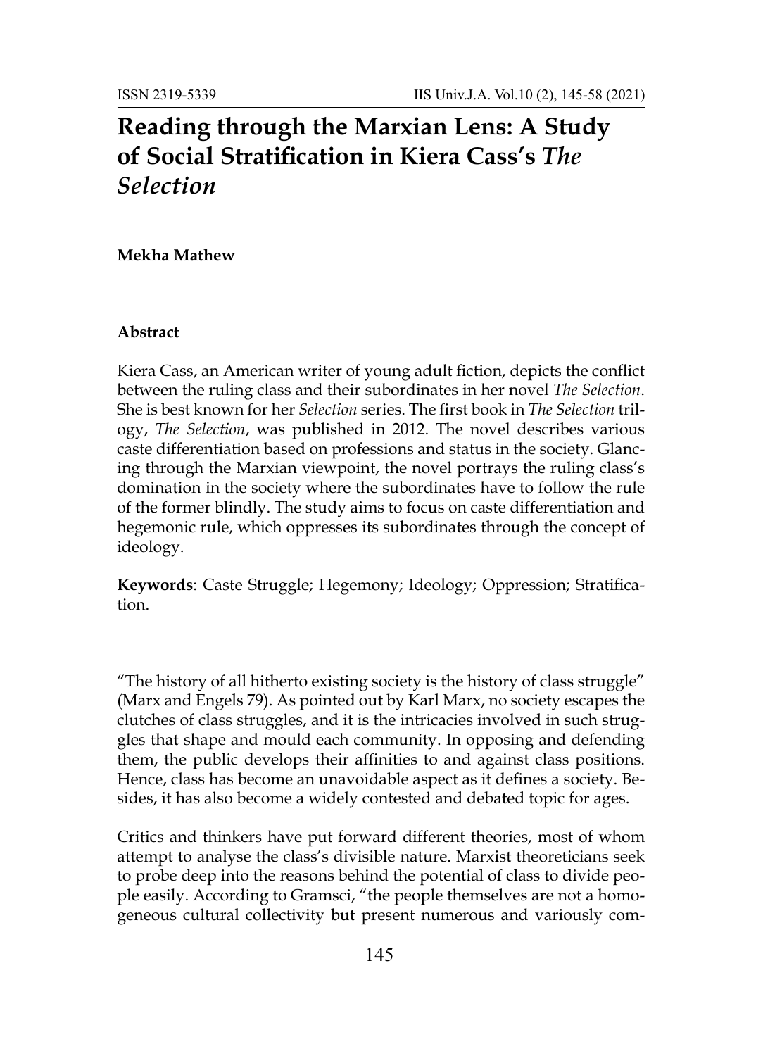# Reading through the Marxian Lens: A Study of Social Stratification in Kiera Cass's *The Selection*

**Mekha Mathew**

#### Abstract

Kiera Cass, an American writer of young adult fiction, depicts the conflict between the ruling class and their subordinates in her novel *The Selection*. She is best known for her *Selection* series. The first book in *The Selection* trilogy, *The Selection*, was published in 2012. The novel describes various caste differentiation based on professions and status in the society. Glancing through the Marxian viewpoint, the novel portrays the ruling class's domination in the society where the subordinates have to follow the rule of the former blindly. The study aims to focus on caste differentiation and hegemonic rule, which oppresses its subordinates through the concept of ideology.

**Keywords**: Caste Struggle; Hegemony; Ideology; Oppression; Stratification.

"The history of all hitherto existing society is the history of class struggle" (Marx and Engels 79). As pointed out by Karl Marx, no society escapes the clutches of class struggles, and it is the intricacies involved in such struggles that shape and mould each community. In opposing and defending them, the public develops their affinities to and against class positions. Hence, class has become an unavoidable aspect as it defines a society. Besides, it has also become a widely contested and debated topic for ages.

Critics and thinkers have put forward different theories, most of whom attempt to analyse the class's divisible nature. Marxist theoreticians seek to probe deep into the reasons behind the potential of class to divide people easily. According to Gramsci, "the people themselves are not a homogeneous cultural collectivity but present numerous and variously com-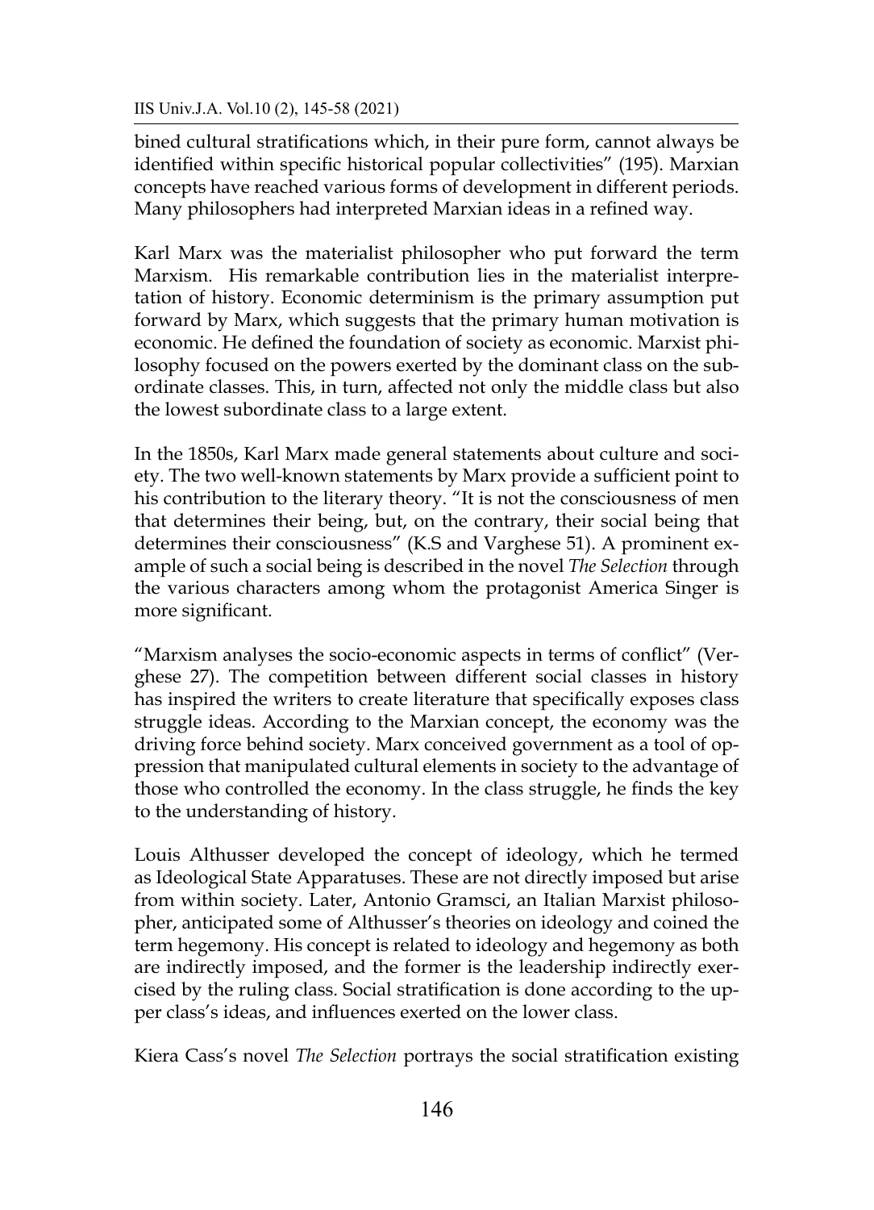bined cultural stratifications which, in their pure form, cannot always be identified within specific historical popular collectivities" (195). Marxian concepts have reached various forms of development in different periods. Many philosophers had interpreted Marxian ideas in a refined way.

Karl Marx was the materialist philosopher who put forward the term Marxism. His remarkable contribution lies in the materialist interpretation of history. Economic determinism is the primary assumption put forward by Marx, which suggests that the primary human motivation is economic. He defined the foundation of society as economic. Marxist philosophy focused on the powers exerted by the dominant class on the subordinate classes. This, in turn, affected not only the middle class but also the lowest subordinate class to a large extent.

In the 1850s, Karl Marx made general statements about culture and society. The two well-known statements by Marx provide a sufficient point to his contribution to the literary theory. "It is not the consciousness of men that determines their being, but, on the contrary, their social being that determines their consciousness" (K.S and Varghese 51). A prominent example of such a social being is described in the novel *The Selection* through the various characters among whom the protagonist America Singer is more significant.

"Marxism analyses the socio-economic aspects in terms of conflict" (Verghese 27). The competition between different social classes in history has inspired the writers to create literature that specifically exposes class struggle ideas. According to the Marxian concept, the economy was the driving force behind society. Marx conceived government as a tool of oppression that manipulated cultural elements in society to the advantage of those who controlled the economy. In the class struggle, he finds the key to the understanding of history.

Louis Althusser developed the concept of ideology, which he termed as Ideological State Apparatuses. These are not directly imposed but arise from within society. Later, Antonio Gramsci, an Italian Marxist philosopher, anticipated some of Althusser's theories on ideology and coined the term hegemony. His concept is related to ideology and hegemony as both are indirectly imposed, and the former is the leadership indirectly exercised by the ruling class. Social stratification is done according to the upper class's ideas, and influences exerted on the lower class.

Kiera Cass's novel *The Selection* portrays the social stratification existing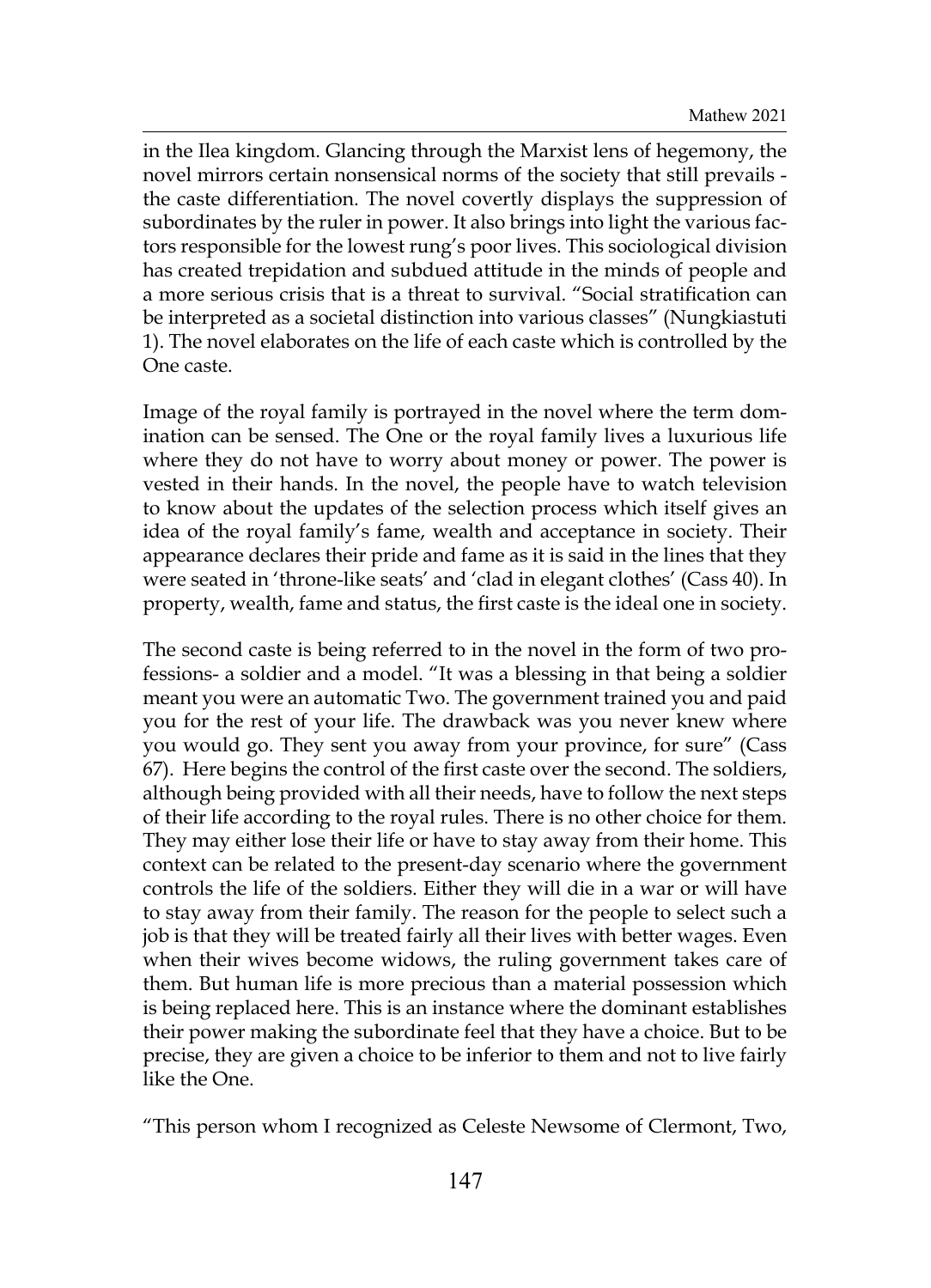in the Ilea kingdom. Glancing through the Marxist lens of hegemony, the novel mirrors certain nonsensical norms of the society that still prevails - the caste differentiation. The novel covertly displays the suppression of subordinates by the ruler in power. It also brings into light the various factors responsible for the lowest rung's poor lives. This sociological division has created trepidation and subdued attitude in the minds of people and a more serious crisis that is a threat to survival. "Social stratification can be interpreted as a societal distinction into various classes" (Nungkiastuti 1). The novel elaborates on the life of each caste which is controlled by the One caste.

Image of the royal family is portrayed in the novel where the term domination can be sensed. The One or the royal family lives a luxurious life where they do not have to worry about money or power. The power is vested in their hands. In the novel, the people have to watch television to know about the updates of the selection process which itself gives an idea of the royal family's fame, wealth and acceptance in society. Their appearance declares their pride and fame as it is said in the lines that they were seated in 'throne-like seats' and 'clad in elegant clothes' (Cass 40). In property, wealth, fame and status, the first caste is the ideal one in society.

The second caste is being referred to in the novel in the form of two professions- a soldier and a model. "It was a blessing in that being a soldier meant you were an automatic Two. The government trained you and paid you for the rest of your life. The drawback was you never knew where you would go. They sent you away from your province, for sure" (Cass 67). Here begins the control of the first caste over the second. The soldiers, although being provided with all their needs, have to follow the next steps of their life according to the royal rules. There is no other choice for them. They may either lose their life or have to stay away from their home. This context can be related to the present-day scenario where the government controls the life of the soldiers. Either they will die in a war or will have to stay away from their family. The reason for the people to select such a job is that they will be treated fairly all their lives with better wages. Even when their wives become widows, the ruling government takes care of them. But human life is more precious than a material possession which is being replaced here. This is an instance where the dominant establishes their power making the subordinate feel that they have a choice. But to be precise, they are given a choice to be inferior to them and not to live fairly like the One.

"This person whom I recognized as Celeste Newsome of Clermont, Two,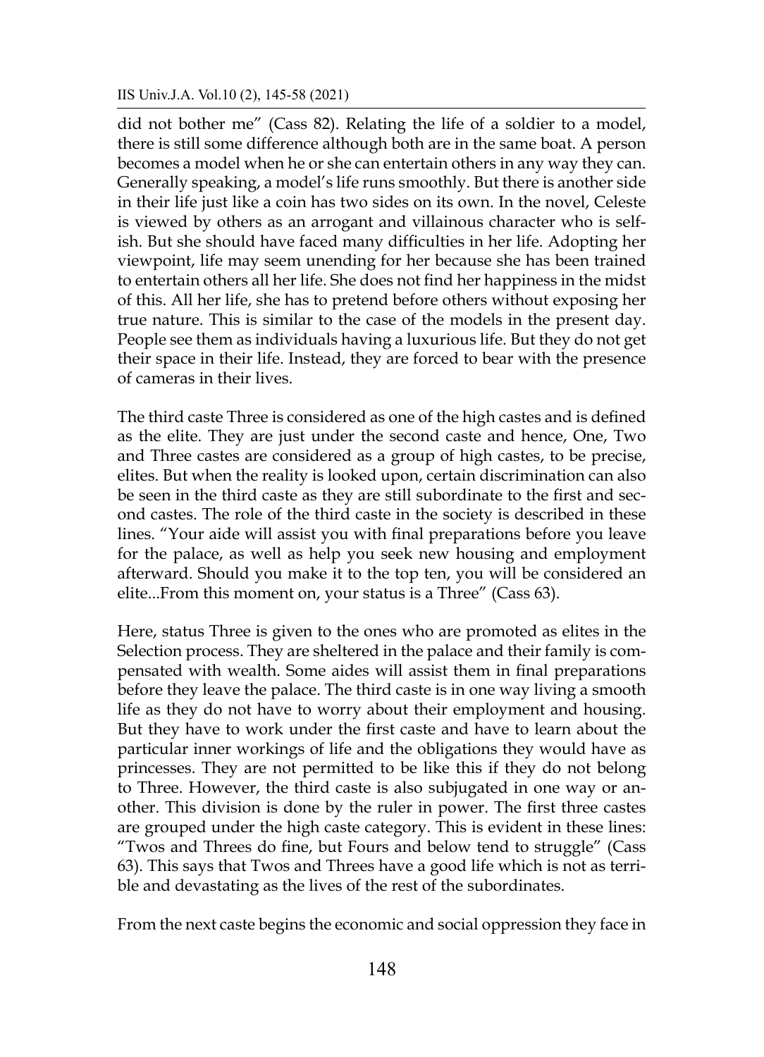did not bother me" (Cass 82). Relating the life of a soldier to a model, there is still some difference although both are in the same boat. A person becomes a model when he or she can entertain others in any way they can. Generally speaking, a model's life runs smoothly. But there is another side in their life just like a coin has two sides on its own. In the novel, Celeste is viewed by others as an arrogant and villainous character who is selfish. But she should have faced many difficulties in her life. Adopting her viewpoint, life may seem unending for her because she has been trained to entertain others all her life. She does not find her happiness in the midst of this. All her life, she has to pretend before others without exposing her true nature. This is similar to the case of the models in the present day. People see them as individuals having a luxurious life. But they do not get their space in their life. Instead, they are forced to bear with the presence of cameras in their lives.

The third caste Three is considered as one of the high castes and is defined as the elite. They are just under the second caste and hence, One, Two and Three castes are considered as a group of high castes, to be precise, elites. But when the reality is looked upon, certain discrimination can also be seen in the third caste as they are still subordinate to the first and second castes. The role of the third caste in the society is described in these lines. "Your aide will assist you with final preparations before you leave for the palace, as well as help you seek new housing and employment afterward. Should you make it to the top ten, you will be considered an elite...From this moment on, your status is a Three" (Cass 63).

Here, status Three is given to the ones who are promoted as elites in the Selection process. They are sheltered in the palace and their family is compensated with wealth. Some aides will assist them in final preparations before they leave the palace. The third caste is in one way living a smooth life as they do not have to worry about their employment and housing. But they have to work under the first caste and have to learn about the particular inner workings of life and the obligations they would have as princesses. They are not permitted to be like this if they do not belong to Three. However, the third caste is also subjugated in one way or another. This division is done by the ruler in power. The first three castes are grouped under the high caste category. This is evident in these lines: "Twos and Threes do fine, but Fours and below tend to struggle" (Cass 63). This says that Twos and Threes have a good life which is not as terrible and devastating as the lives of the rest of the subordinates.

From the next caste begins the economic and social oppression they face in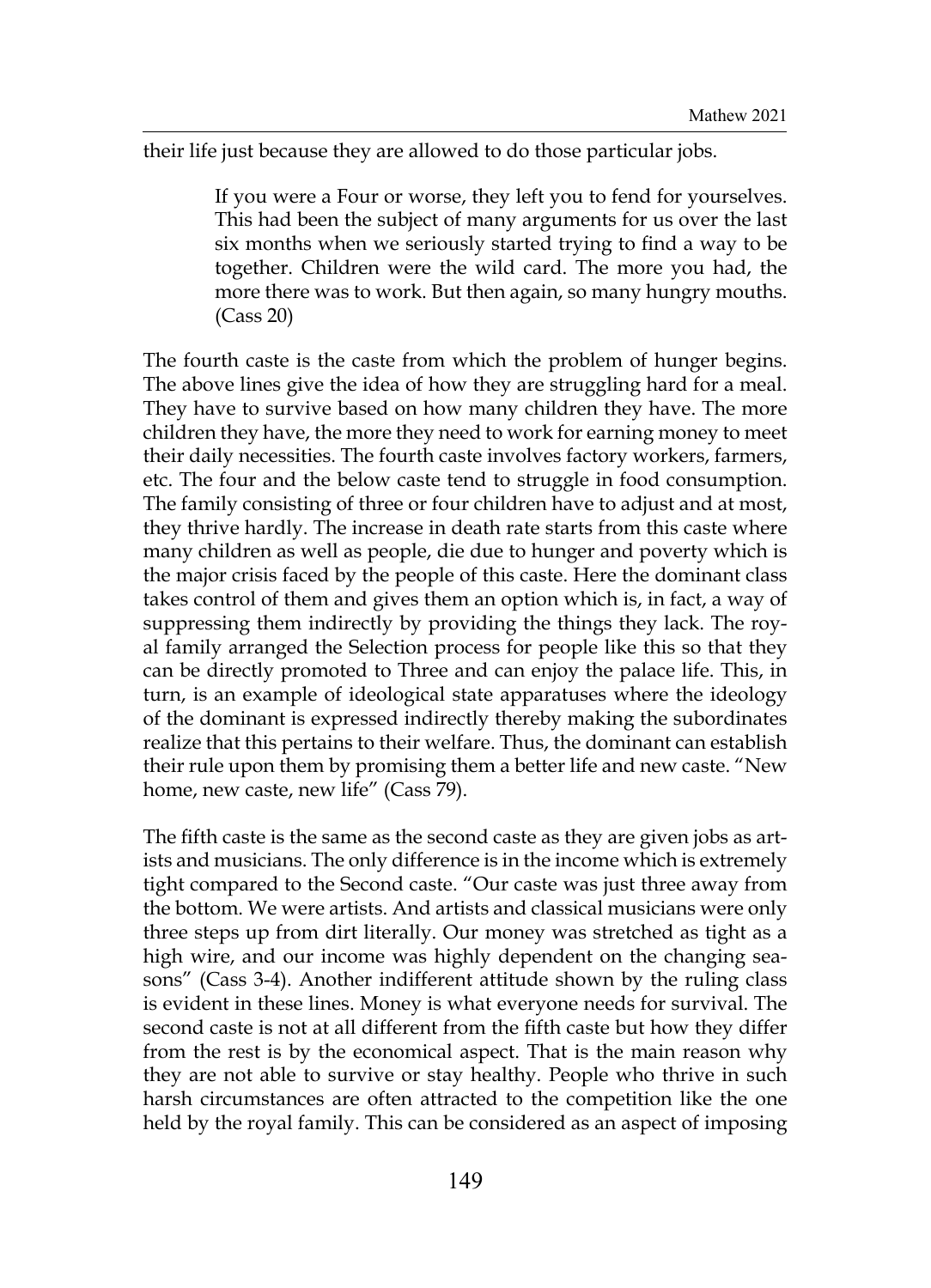their life just because they are allowed to do those particular jobs.

> If you were a Four or worse, they left you to fend for yourselves. This had been the subject of many arguments for us over the last six months when we seriously started trying to find a way to be together. Children were the wild card. The more you had, the more there was to work. But then again, so many hungry mouths. (Cass 20)

The fourth caste is the caste from which the problem of hunger begins. The above lines give the idea of how they are struggling hard for a meal. They have to survive based on how many children they have. The more children they have, the more they need to work for earning money to meet their daily necessities. The fourth caste involves factory workers, farmers, etc. The four and the below caste tend to struggle in food consumption. The family consisting of three or four children have to adjust and at most, they thrive hardly. The increase in death rate starts from this caste where many children as well as people, die due to hunger and poverty which is the major crisis faced by the people of this caste. Here the dominant class takes control of them and gives them an option which is, in fact, a way of suppressing them indirectly by providing the things they lack. The royal family arranged the Selection process for people like this so that they can be directly promoted to Three and can enjoy the palace life. This, in turn, is an example of ideological state apparatuses where the ideology of the dominant is expressed indirectly thereby making the subordinates realize that this pertains to their welfare. Thus, the dominant can establish their rule upon them by promising them a better life and new caste. "New home, new caste, new life" (Cass 79).

The fifth caste is the same as the second caste as they are given jobs as artists and musicians. The only difference is in the income which is extremely tight compared to the Second caste. "Our caste was just three away from the bottom. We were artists. And artists and classical musicians were only three steps up from dirt literally. Our money was stretched as tight as a high wire, and our income was highly dependent on the changing seasons" (Cass 3-4). Another indifferent attitude shown by the ruling class is evident in these lines. Money is what everyone needs for survival. The second caste is not at all different from the fifth caste but how they differ from the rest is by the economical aspect. That is the main reason why they are not able to survive or stay healthy. People who thrive in such harsh circumstances are often attracted to the competition like the one held by the royal family. This can be considered as an aspect of imposing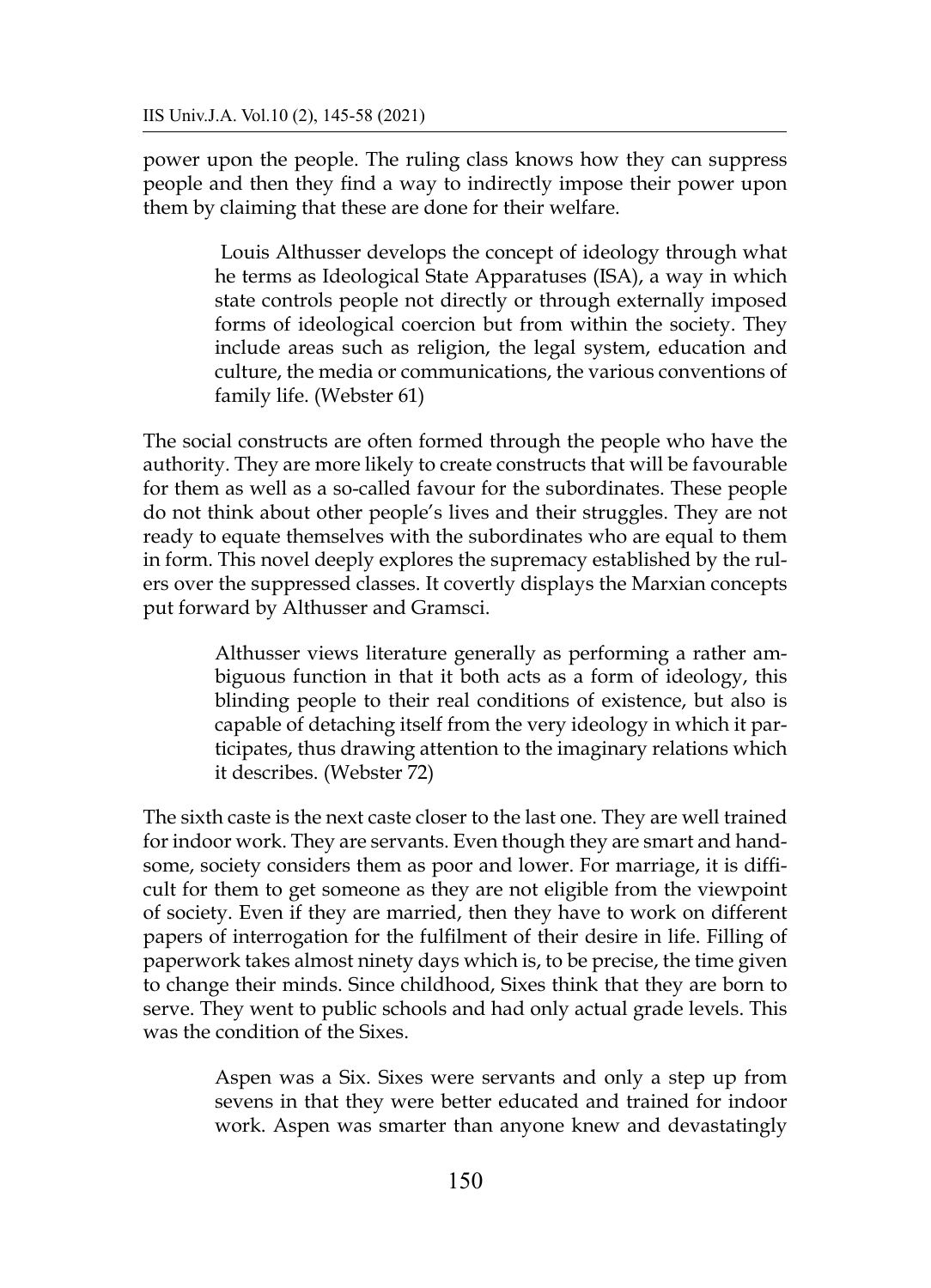power upon the people. The ruling class knows how they can suppress people and then they find a way to indirectly impose their power upon them by claiming that these are done for their welfare.

> Louis Althusser develops the concept of ideology through what he terms as Ideological State Apparatuses (ISA), a way in which state controls people not directly or through externally imposed forms of ideological coercion but from within the society. They include areas such as religion, the legal system, education and culture, the media or communications, the various conventions of family life. (Webster 61)

The social constructs are often formed through the people who have the authority. They are more likely to create constructs that will be favourable for them as well as a so-called favour for the subordinates. These people do not think about other people's lives and their struggles. They are not ready to equate themselves with the subordinates who are equal to them in form. This novel deeply explores the supremacy established by the rulers over the suppressed classes. It covertly displays the Marxian concepts put forward by Althusser and Gramsci.

> Althusser views literature generally as performing a rather ambiguous function in that it both acts as a form of ideology, this blinding people to their real conditions of existence, but also is capable of detaching itself from the very ideology in which it participates, thus drawing attention to the imaginary relations which it describes. (Webster 72)

The sixth caste is the next caste closer to the last one. They are well trained for indoor work. They are servants. Even though they are smart and handsome, society considers them as poor and lower. For marriage, it is difficult for them to get someone as they are not eligible from the viewpoint of society. Even if they are married, then they have to work on different papers of interrogation for the fulfilment of their desire in life. Filling of paperwork takes almost ninety days which is, to be precise, the time given to change their minds. Since childhood, Sixes think that they are born to serve. They went to public schools and had only actual grade levels. This was the condition of the Sixes.

> Aspen was a Six. Sixes were servants and only a step up from sevens in that they were better educated and trained for indoor work. Aspen was smarter than anyone knew and devastatingly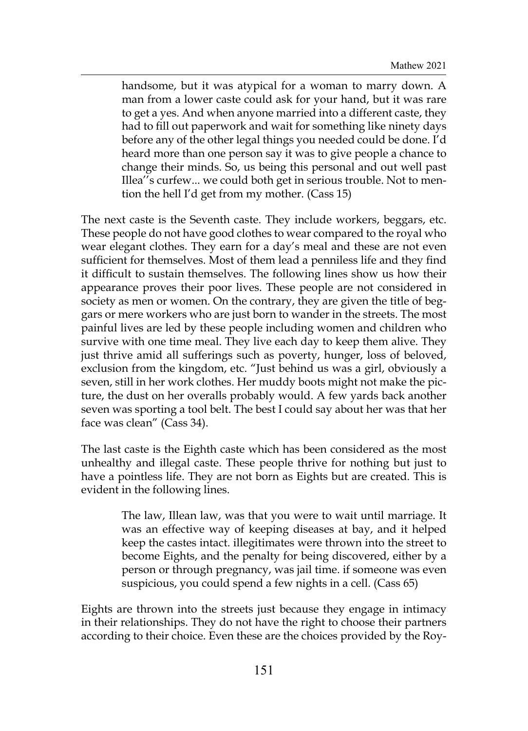> handsome, but it was atypical for a woman to marry down. A man from a lower caste could ask for your hand, but it was rare to get a yes. And when anyone married into a different caste, they had to fill out paperwork and wait for something like ninety days before any of the other legal things you needed could be done. I'd heard more than one person say it was to give people a chance to change their minds. So, us being this personal and out well past Illea''s curfew... we could both get in serious trouble. Not to mention the hell I'd get from my mother. (Cass 15)

The next caste is the Seventh caste. They include workers, beggars, etc. These people do not have good clothes to wear compared to the royal who wear elegant clothes. They earn for a day's meal and these are not even sufficient for themselves. Most of them lead a penniless life and they find it difficult to sustain themselves. The following lines show us how their appearance proves their poor lives. These people are not considered in society as men or women. On the contrary, they are given the title of beggars or mere workers who are just born to wander in the streets. The most painful lives are led by these people including women and children who survive with one time meal. They live each day to keep them alive. They just thrive amid all sufferings such as poverty, hunger, loss of beloved, exclusion from the kingdom, etc. "Just behind us was a girl, obviously a seven, still in her work clothes. Her muddy boots might not make the picture, the dust on her overalls probably would. A few yards back another seven was sporting a tool belt. The best I could say about her was that her face was clean" (Cass 34).

The last caste is the Eighth caste which has been considered as the most unhealthy and illegal caste. These people thrive for nothing but just to have a pointless life. They are not born as Eights but are created. This is evident in the following lines.

> The law, Illean law, was that you were to wait until marriage. It was an effective way of keeping diseases at bay, and it helped keep the castes intact. illegitimates were thrown into the street to become Eights, and the penalty for being discovered, either by a person or through pregnancy, was jail time. if someone was even suspicious, you could spend a few nights in a cell. (Cass 65)

Eights are thrown into the streets just because they engage in intimacy in their relationships. They do not have the right to choose their partners according to their choice. Even these are the choices provided by the Roy-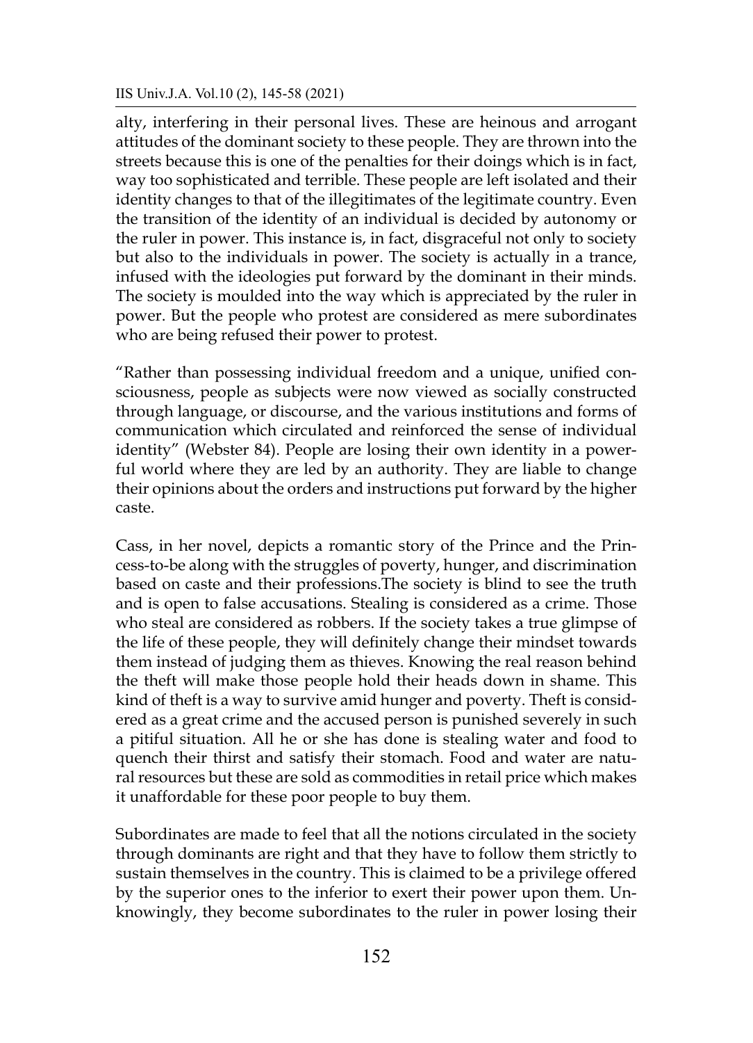alty, interfering in their personal lives. These are heinous and arrogant attitudes of the dominant society to these people. They are thrown into the streets because this is one of the penalties for their doings which is in fact, way too sophisticated and terrible. These people are left isolated and their identity changes to that of the illegitimates of the legitimate country. Even the transition of the identity of an individual is decided by autonomy or the ruler in power. This instance is, in fact, disgraceful not only to society but also to the individuals in power. The society is actually in a trance, infused with the ideologies put forward by the dominant in their minds. The society is moulded into the way which is appreciated by the ruler in power. But the people who protest are considered as mere subordinates who are being refused their power to protest.

"Rather than possessing individual freedom and a unique, unified consciousness, people as subjects were now viewed as socially constructed through language, or discourse, and the various institutions and forms of communication which circulated and reinforced the sense of individual identity" (Webster 84). People are losing their own identity in a powerful world where they are led by an authority. They are liable to change their opinions about the orders and instructions put forward by the higher caste.

Cass, in her novel, depicts a romantic story of the Prince and the Princess-to-be along with the struggles of poverty, hunger, and discrimination based on caste and their professions.The society is blind to see the truth and is open to false accusations. Stealing is considered as a crime. Those who steal are considered as robbers. If the society takes a true glimpse of the life of these people, they will definitely change their mindset towards them instead of judging them as thieves. Knowing the real reason behind the theft will make those people hold their heads down in shame. This kind of theft is a way to survive amid hunger and poverty. Theft is considered as a great crime and the accused person is punished severely in such a pitiful situation. All he or she has done is stealing water and food to quench their thirst and satisfy their stomach. Food and water are natural resources but these are sold as commodities in retail price which makes it unaffordable for these poor people to buy them.

Subordinates are made to feel that all the notions circulated in the society through dominants are right and that they have to follow them strictly to sustain themselves in the country. This is claimed to be a privilege offered by the superior ones to the inferior to exert their power upon them. Unknowingly, they become subordinates to the ruler in power losing their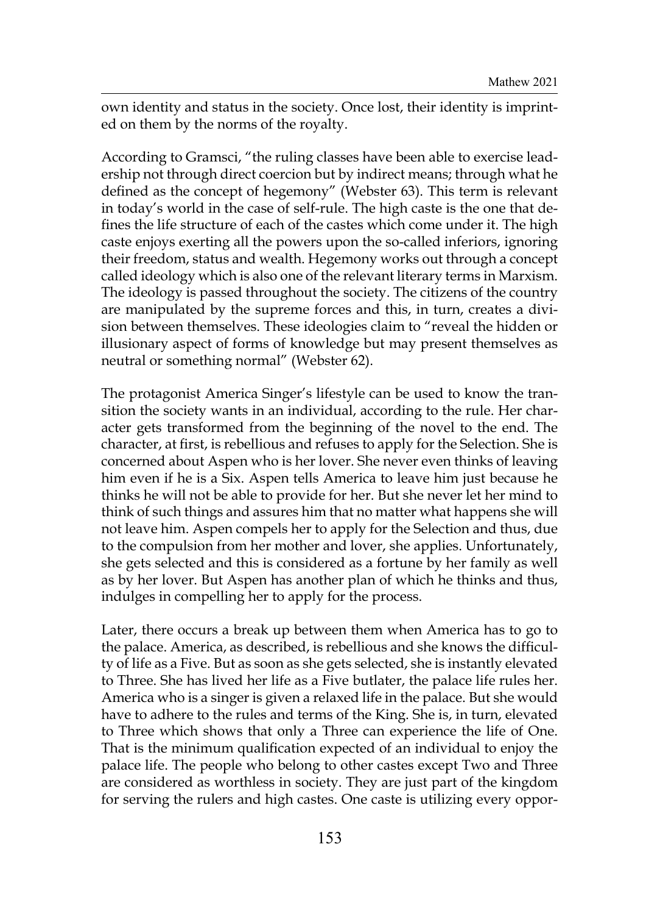own identity and status in the society. Once lost, their identity is imprinted on them by the norms of the royalty.

According to Gramsci, "the ruling classes have been able to exercise leadership not through direct coercion but by indirect means; through what he defined as the concept of hegemony" (Webster 63). This term is relevant in today's world in the case of self-rule. The high caste is the one that defines the life structure of each of the castes which come under it. The high caste enjoys exerting all the powers upon the so-called inferiors, ignoring their freedom, status and wealth. Hegemony works out through a concept called ideology which is also one of the relevant literary terms in Marxism. The ideology is passed throughout the society. The citizens of the country are manipulated by the supreme forces and this, in turn, creates a division between themselves. These ideologies claim to "reveal the hidden or illusionary aspect of forms of knowledge but may present themselves as neutral or something normal" (Webster 62).

The protagonist America Singer's lifestyle can be used to know the transition the society wants in an individual, according to the rule. Her character gets transformed from the beginning of the novel to the end. The character, at first, is rebellious and refuses to apply for the Selection. She is concerned about Aspen who is her lover. She never even thinks of leaving him even if he is a Six. Aspen tells America to leave him just because he thinks he will not be able to provide for her. But she never let her mind to think of such things and assures him that no matter what happens she will not leave him. Aspen compels her to apply for the Selection and thus, due to the compulsion from her mother and lover, she applies. Unfortunately, she gets selected and this is considered as a fortune by her family as well as by her lover. But Aspen has another plan of which he thinks and thus, indulges in compelling her to apply for the process.

Later, there occurs a break up between them when America has to go to the palace. America, as described, is rebellious and she knows the difficulty of life as a Five. But as soon as she gets selected, she is instantly elevated to Three. She has lived her life as a Five butlater, the palace life rules her. America who is a singer is given a relaxed life in the palace. But she would have to adhere to the rules and terms of the King. She is, in turn, elevated to Three which shows that only a Three can experience the life of One. That is the minimum qualification expected of an individual to enjoy the palace life. The people who belong to other castes except Two and Three are considered as worthless in society. They are just part of the kingdom for serving the rulers and high castes. One caste is utilizing every oppor-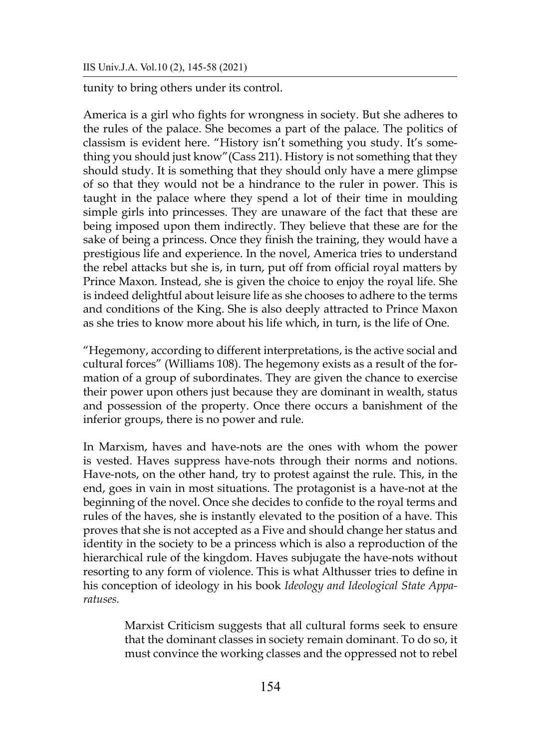tunity to bring others under its control.

America is a girl who fights for wrongness in society. But she adheres to the rules of the palace. She becomes a part of the palace. The politics of classism is evident here. "History isn't something you study. It's something you should just know"(Cass 211). History is not something that they should study. It is something that they should only have a mere glimpse of so that they would not be a hindrance to the ruler in power. This is taught in the palace where they spend a lot of their time in moulding simple girls into princesses. They are unaware of the fact that these are being imposed upon them indirectly. They believe that these are for the sake of being a princess. Once they finish the training, they would have a prestigious life and experience. In the novel, America tries to understand the rebel attacks but she is, in turn, put off from official royal matters by Prince Maxon. Instead, she is given the choice to enjoy the royal life. She is indeed delightful about leisure life as she chooses to adhere to the terms and conditions of the King. She is also deeply attracted to Prince Maxon as she tries to know more about his life which, in turn, is the life of One.

"Hegemony, according to different interpretations, is the active social and cultural forces" (Williams 108). The hegemony exists as a result of the formation of a group of subordinates. They are given the chance to exercise their power upon others just because they are dominant in wealth, status and possession of the property. Once there occurs a banishment of the inferior groups, there is no power and rule.

In Marxism, haves and have-nots are the ones with whom the power is vested. Haves suppress have-nots through their norms and notions. Have-nots, on the other hand, try to protest against the rule. This, in the end, goes in vain in most situations. The protagonist is a have-not at the beginning of the novel. Once she decides to confide to the royal terms and rules of the haves, she is instantly elevated to the position of a have. This proves that she is not accepted as a Five and should change her status and identity in the society to be a princess which is also a reproduction of the hierarchical rule of the kingdom. Haves subjugate the have-nots without resorting to any form of violence. This is what Althusser tries to define in his conception of ideology in his book *Ideology and Ideological State Apparatuses.*

> Marxist Criticism suggests that all cultural forms seek to ensure that the dominant classes in society remain dominant. To do so, it must convince the working classes and the oppressed not to rebel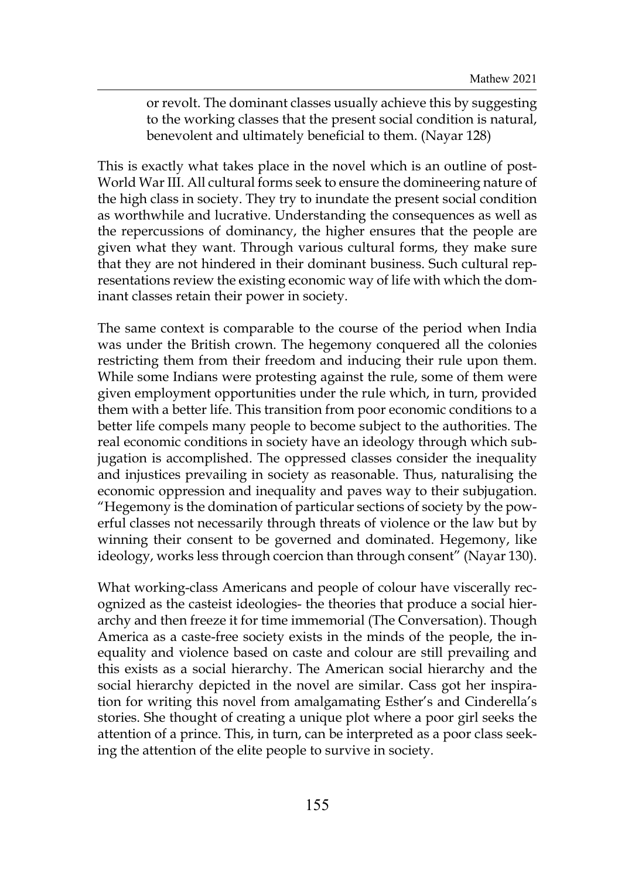> or revolt. The dominant classes usually achieve this by suggesting to the working classes that the present social condition is natural, benevolent and ultimately beneficial to them. (Nayar 128)

This is exactly what takes place in the novel which is an outline of post-World War III. All cultural forms seek to ensure the domineering nature of the high class in society. They try to inundate the present social condition as worthwhile and lucrative. Understanding the consequences as well as the repercussions of dominancy, the higher ensures that the people are given what they want. Through various cultural forms, they make sure that they are not hindered in their dominant business. Such cultural representations review the existing economic way of life with which the dominant classes retain their power in society.

The same context is comparable to the course of the period when India was under the British crown. The hegemony conquered all the colonies restricting them from their freedom and inducing their rule upon them. While some Indians were protesting against the rule, some of them were given employment opportunities under the rule which, in turn, provided them with a better life. This transition from poor economic conditions to a better life compels many people to become subject to the authorities. The real economic conditions in society have an ideology through which subjugation is accomplished. The oppressed classes consider the inequality and injustices prevailing in society as reasonable. Thus, naturalising the economic oppression and inequality and paves way to their subjugation. "Hegemony is the domination of particular sections of society by the powerful classes not necessarily through threats of violence or the law but by winning their consent to be governed and dominated. Hegemony, like ideology, works less through coercion than through consent" (Nayar 130).

What working-class Americans and people of colour have viscerally recognized as the casteist ideologies- the theories that produce a social hierarchy and then freeze it for time immemorial (The Conversation). Though America as a caste-free society exists in the minds of the people, the inequality and violence based on caste and colour are still prevailing and this exists as a social hierarchy. The American social hierarchy and the social hierarchy depicted in the novel are similar. Cass got her inspiration for writing this novel from amalgamating Esther's and Cinderella's stories. She thought of creating a unique plot where a poor girl seeks the attention of a prince. This, in turn, can be interpreted as a poor class seeking the attention of the elite people to survive in society.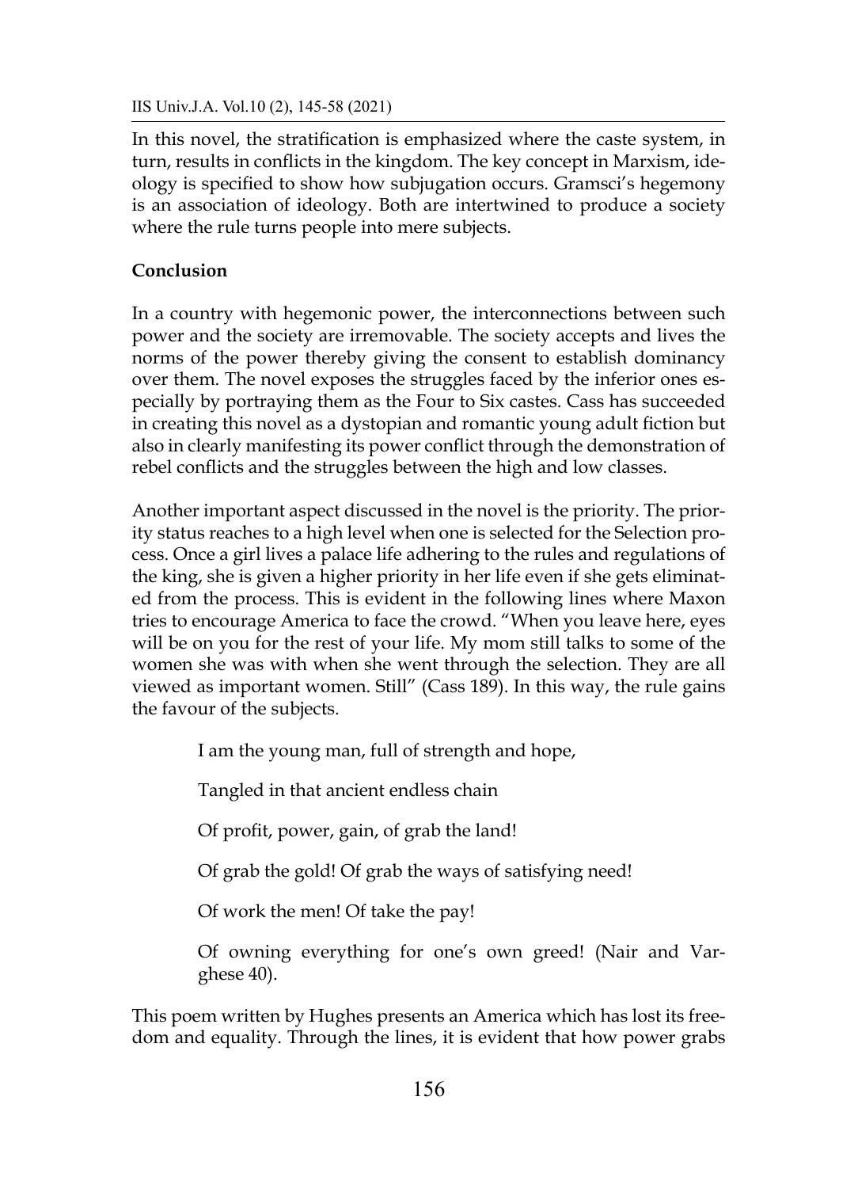In this novel, the stratification is emphasized where the caste system, in turn, results in conflicts in the kingdom. The key concept in Marxism, ideology is specified to show how subjugation occurs. Gramsci's hegemony is an association of ideology. Both are intertwined to produce a society where the rule turns people into mere subjects.

## Conclusion

In a country with hegemonic power, the interconnections between such power and the society are irremovable. The society accepts and lives the norms of the power thereby giving the consent to establish dominancy over them. The novel exposes the struggles faced by the inferior ones especially by portraying them as the Four to Six castes. Cass has succeeded in creating this novel as a dystopian and romantic young adult fiction but also in clearly manifesting its power conflict through the demonstration of rebel conflicts and the struggles between the high and low classes.

Another important aspect discussed in the novel is the priority. The priority status reaches to a high level when one is selected for the Selection process. Once a girl lives a palace life adhering to the rules and regulations of the king, she is given a higher priority in her life even if she gets eliminated from the process. This is evident in the following lines where Maxon tries to encourage America to face the crowd. "When you leave here, eyes will be on you for the rest of your life. My mom still talks to some of the women she was with when she went through the selection. They are all viewed as important women. Still" (Cass 189). In this way, the rule gains the favour of the subjects.

> I am the young man, full of strength and hope,
>
> Tangled in that ancient endless chain
>
> Of profit, power, gain, of grab the land!
>
> Of grab the gold! Of grab the ways of satisfying need!
>
> Of work the men! Of take the pay!
>
> Of owning everything for one's own greed! (Nair and Varghese 40).

This poem written by Hughes presents an America which has lost its freedom and equality. Through the lines, it is evident that how power grabs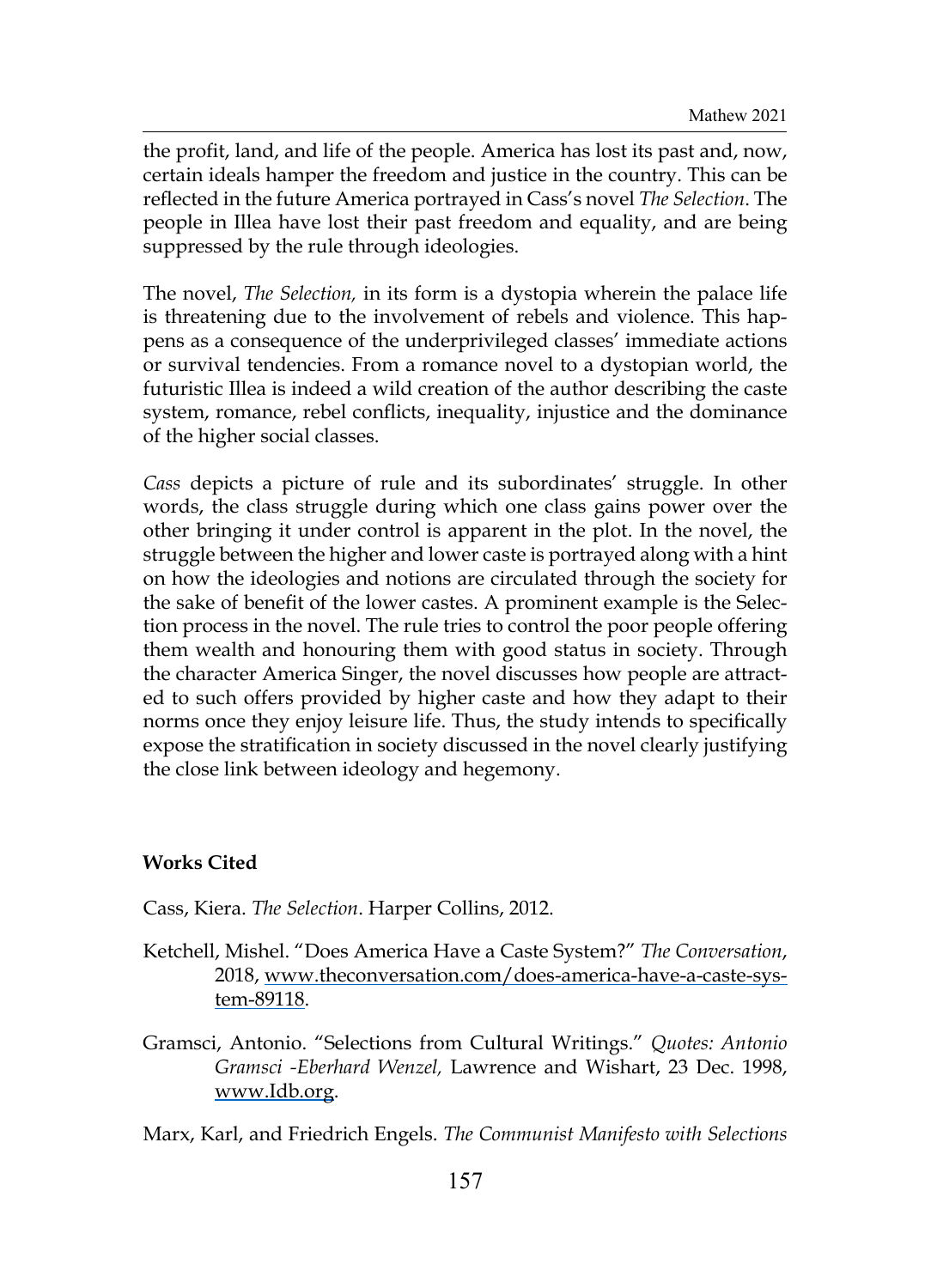the profit, land, and life of the people. America has lost its past and, now, certain ideals hamper the freedom and justice in the country. This can be reflected in the future America portrayed in Cass's novel *The Selection*. The people in Illea have lost their past freedom and equality, and are being suppressed by the rule through ideologies.

The novel, *The Selection,* in its form is a dystopia wherein the palace life is threatening due to the involvement of rebels and violence. This happens as a consequence of the underprivileged classes' immediate actions or survival tendencies. From a romance novel to a dystopian world, the futuristic Illea is indeed a wild creation of the author describing the caste system, romance, rebel conflicts, inequality, injustice and the dominance of the higher social classes.

*Cass* depicts a picture of rule and its subordinates' struggle. In other words, the class struggle during which one class gains power over the other bringing it under control is apparent in the plot. In the novel, the struggle between the higher and lower caste is portrayed along with a hint on how the ideologies and notions are circulated through the society for the sake of benefit of the lower castes. A prominent example is the Selection process in the novel. The rule tries to control the poor people offering them wealth and honouring them with good status in society. Through the character America Singer, the novel discusses how people are attracted to such offers provided by higher caste and how they adapt to their norms once they enjoy leisure life. Thus, the study intends to specifically expose the stratification in society discussed in the novel clearly justifying the close link between ideology and hegemony.

**Works Cited**

Cass, Kiera. *The Selection*. Harper Collins, 2012.

Ketchell, Mishel. "Does America Have a Caste System?" *The Conversation*, 2018, www.theconversation.com/does-america-have-a-caste-system-89118.

Gramsci, Antonio. "Selections from Cultural Writings." *Quotes: Antonio Gramsci -Eberhard Wenzel,* Lawrence and Wishart, 23 Dec. 1998, www.Idb.org.

Marx, Karl, and Friedrich Engels. *The Communist Manifesto with Selections*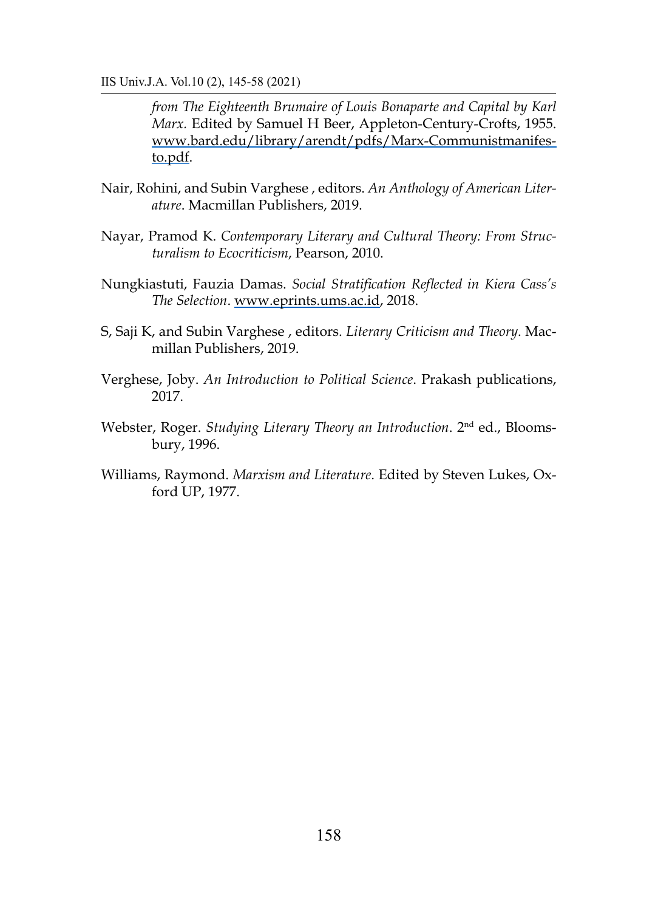*from The Eighteenth Brumaire of Louis Bonaparte and Capital by Karl Marx.* Edited by Samuel H Beer, Appleton-Century-Crofts, 1955. www.bard.edu/library/arendt/pdfs/Marx-Communistmanifesto.pdf.

Nair, Rohini, and Subin Varghese , editors. *An Anthology of American Literature*. Macmillan Publishers, 2019.

Nayar, Pramod K. *Contemporary Literary and Cultural Theory: From Structuralism to Ecocriticism*, Pearson, 2010.

Nungkiastuti, Fauzia Damas. *Social Stratification Reflected in Kiera Cass's The Selection*. www.eprints.ums.ac.id, 2018.

S, Saji K, and Subin Varghese , editors. *Literary Criticism and Theory*. Macmillan Publishers, 2019.

Verghese, Joby. *An Introduction to Political Science*. Prakash publications, 2017.

Webster, Roger. *Studying Literary Theory an Introduction*. 2nd ed., Bloomsbury, 1996.

Williams, Raymond. *Marxism and Literature*. Edited by Steven Lukes, Oxford UP, 1977.